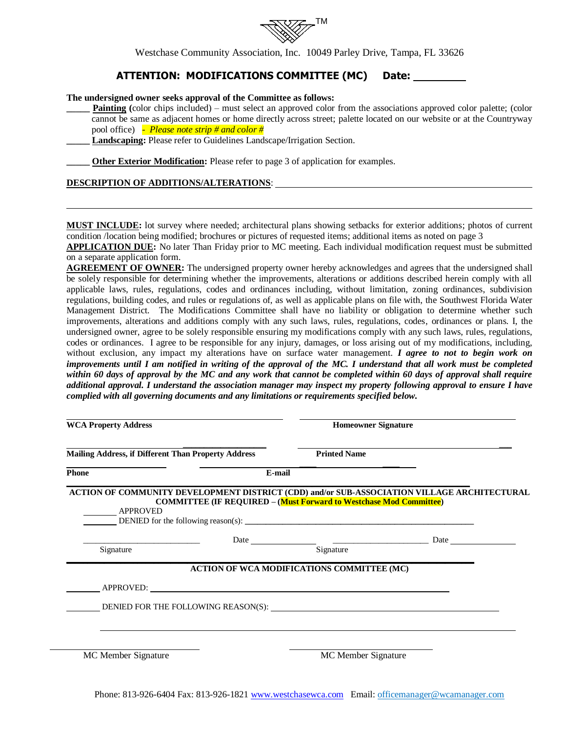TM

Westchase Community Association, Inc. 10049 Parley Drive, Tampa, FL 33626

## ATTENTION: MODIFICATIONS COMMITTEE (MC) Date: _________

**The undersigned owner seeks approval of the Committee as follows:**

_____ **Painting (**color chips included) – must select an approved color from the associations approved color palette; (color cannot be same as adjacent homes or home directly across street; palette located on our website or at the Countryway pool office) *- Please note strip # and color #*

_____ **Landscaping:** Please refer to Guidelines Landscape/Irrigation Section.

_____ **Other Exterior Modification:** Please refer to page 3 of application for examples.

**DESCRIPTION OF ADDITIONS/ALTERATIONS**: ____________________________________________

____________________________________________________________________________

**MUST INCLUDE:** lot survey where needed; architectural plans showing setbacks for exterior additions; photos of current condition /location being modified; brochures or pictures of requested items; additional items as noted on page 3

**APPLICATION DUE:** No later Than Friday prior to MC meeting. Each individual modification request must be submitted on a separate application form.

**AGREEMENT OF OWNER:** The undersigned property owner hereby acknowledges and agrees that the undersigned shall be solely responsible for determining whether the improvements, alterations or additions described herein comply with all applicable laws, rules, regulations, codes and ordinances including, without limitation, zoning ordinances, subdivision regulations, building codes, and rules or regulations of, as well as applicable plans on file with, the Southwest Florida Water Management District. The Modifications Committee shall have no liability or obligation to determine whether such improvements, alterations and additions comply with any such laws, rules, regulations, codes, ordinances or plans. I, the undersigned owner, agree to be solely responsible ensuring my modifications comply with any such laws, rules, regulations, codes or ordinances. I agree to be responsible for any injury, damages, or loss arising out of my modifications, including, without exclusion, any impact my alterations have on surface water management. ***I agree to not to begin work on improvements until I am notified in writing of the approval of the MC. I understand that all work must be completed within 60 days of approval by the MC and any work that cannot be completed within 60 days of approval shall require additional approval. I understand the association manager may inspect my property following approval to ensure I have complied with all governing documents and any limitations or requirements specified below.***

______________________________ ______________________________
**WCA Property Address** **Homeowner Signature**

______________________________ ______________________________
**Mailing Address, if Different Than Property Address** **Printed Name**

______________________________ ______________________________
**Phone** **E-mail**

**ACTION OF COMMUNITY DEVELOPMENT DISTRICT (CDD) and/or SUB-ASSOCIATION VILLAGE ARCHITECTURAL COMMITTEE (IF REQUIRED – (Must Forward to Westchase Mod Committee)**

_______ APPROVED

_______ DENIED for the following reason(s): ______________________________________

______________________ Date ___________ ______________________ Date ___________
Signature Signature

**ACTION OF WCA MODIFICATIONS COMMITTEE (MC)**

_______ APPROVED: ______________________________________________

_______ DENIED FOR THE FOLLOWING REASON(S): ______________________________________

____________________________________________________________________________

______________________ ______________________
MC Member Signature MC Member Signature

Phone: 813-926-6404 Fax: 813-926-1821 www.westchasewca.com Email: officemanager@wcamanager.com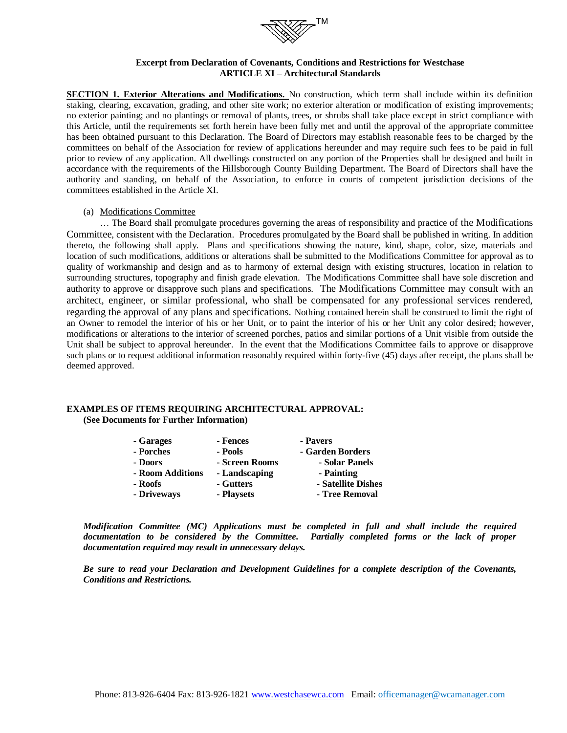**Excerpt from Declaration of Covenants, Conditions and Restrictions for Westchase**
**ARTICLE XI – Architectural Standards**

**SECTION 1. Exterior Alterations and Modifications.** No construction, which term shall include within its definition staking, clearing, excavation, grading, and other site work; no exterior alteration or modification of existing improvements; no exterior painting; and no plantings or removal of plants, trees, or shrubs shall take place except in strict compliance with this Article, until the requirements set forth herein have been fully met and until the approval of the appropriate committee has been obtained pursuant to this Declaration. The Board of Directors may establish reasonable fees to be charged by the committees on behalf of the Association for review of applications hereunder and may require such fees to be paid in full prior to review of any application. All dwellings constructed on any portion of the Properties shall be designed and built in accordance with the requirements of the Hillsborough County Building Department. The Board of Directors shall have the authority and standing, on behalf of the Association, to enforce in courts of competent jurisdiction decisions of the committees established in the Article XI.

(a) Modifications Committee

… The Board shall promulgate procedures governing the areas of responsibility and practice of the Modifications Committee, consistent with the Declaration. Procedures promulgated by the Board shall be published in writing. In addition thereto, the following shall apply. Plans and specifications showing the nature, kind, shape, color, size, materials and location of such modifications, additions or alterations shall be submitted to the Modifications Committee for approval as to quality of workmanship and design and as to harmony of external design with existing structures, location in relation to surrounding structures, topography and finish grade elevation. The Modifications Committee shall have sole discretion and authority to approve or disapprove such plans and specifications. The Modifications Committee may consult with an architect, engineer, or similar professional, who shall be compensated for any professional services rendered, regarding the approval of any plans and specifications. Nothing contained herein shall be construed to limit the right of an Owner to remodel the interior of his or her Unit, or to paint the interior of his or her Unit any color desired; however, modifications or alterations to the interior of screened porches, patios and similar portions of a Unit visible from outside the Unit shall be subject to approval hereunder. In the event that the Modifications Committee fails to approve or disapprove such plans or to request additional information reasonably required within forty-five (45) days after receipt, the plans shall be deemed approved.

**EXAMPLES OF ITEMS REQUIRING ARCHITECTURAL APPROVAL:**
**(See Documents for Further Information)**

| | | |
|---|---|---|
| **- Garages** | **- Fences** | **- Pavers** |
| **- Porches** | **- Pools** | **- Garden Borders** |
| **- Doors** | **- Screen Rooms** | **- Solar Panels** |
| **- Room Additions** | **- Landscaping** | **- Painting** |
| **- Roofs** | **- Gutters** | **- Satellite Dishes** |
| **- Driveways** | **- Playsets** | **- Tree Removal** |

***Modification Committee (MC) Applications must be completed in full and shall include the required documentation to be considered by the Committee. Partially completed forms or the lack of proper documentation required may result in unnecessary delays.***

***Be sure to read your Declaration and Development Guidelines for a complete description of the Covenants, Conditions and Restrictions.***

Phone: 813-926-6404 Fax: 813-926-1821 www.westchasewca.com Email: officemanager@wcamanager.com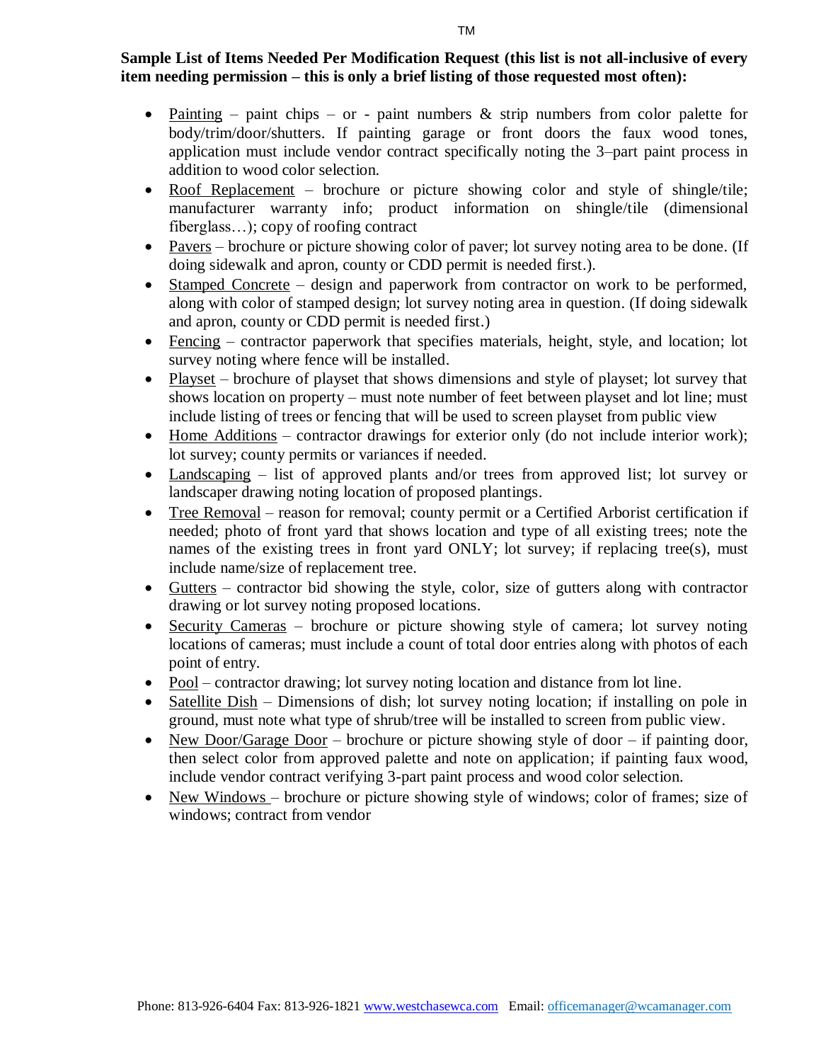**Sample List of Items Needed Per Modification Request (this list is not all-inclusive of every item needing permission – this is only a brief listing of those requested most often):**

- Painting – paint chips – or - paint numbers & strip numbers from color palette for body/trim/door/shutters. If painting garage or front doors the faux wood tones, application must include vendor contract specifically noting the 3–part paint process in addition to wood color selection.
- Roof Replacement – brochure or picture showing color and style of shingle/tile; manufacturer warranty info; product information on shingle/tile (dimensional fiberglass…); copy of roofing contract
- Pavers – brochure or picture showing color of paver; lot survey noting area to be done. (If doing sidewalk and apron, county or CDD permit is needed first.).
- Stamped Concrete – design and paperwork from contractor on work to be performed, along with color of stamped design; lot survey noting area in question. (If doing sidewalk and apron, county or CDD permit is needed first.)
- Fencing – contractor paperwork that specifies materials, height, style, and location; lot survey noting where fence will be installed.
- Playset – brochure of playset that shows dimensions and style of playset; lot survey that shows location on property – must note number of feet between playset and lot line; must include listing of trees or fencing that will be used to screen playset from public view
- Home Additions – contractor drawings for exterior only (do not include interior work); lot survey; county permits or variances if needed.
- Landscaping – list of approved plants and/or trees from approved list; lot survey or landscaper drawing noting location of proposed plantings.
- Tree Removal – reason for removal; county permit or a Certified Arborist certification if needed; photo of front yard that shows location and type of all existing trees; note the names of the existing trees in front yard ONLY; lot survey; if replacing tree(s), must include name/size of replacement tree.
- Gutters – contractor bid showing the style, color, size of gutters along with contractor drawing or lot survey noting proposed locations.
- Security Cameras – brochure or picture showing style of camera; lot survey noting locations of cameras; must include a count of total door entries along with photos of each point of entry.
- Pool – contractor drawing; lot survey noting location and distance from lot line.
- Satellite Dish – Dimensions of dish; lot survey noting location; if installing on pole in ground, must note what type of shrub/tree will be installed to screen from public view.
- New Door/Garage Door – brochure or picture showing style of door – if painting door, then select color from approved palette and note on application; if painting faux wood, include vendor contract verifying 3-part paint process and wood color selection.
- New Windows – brochure or picture showing style of windows; color of frames; size of windows; contract from vendor